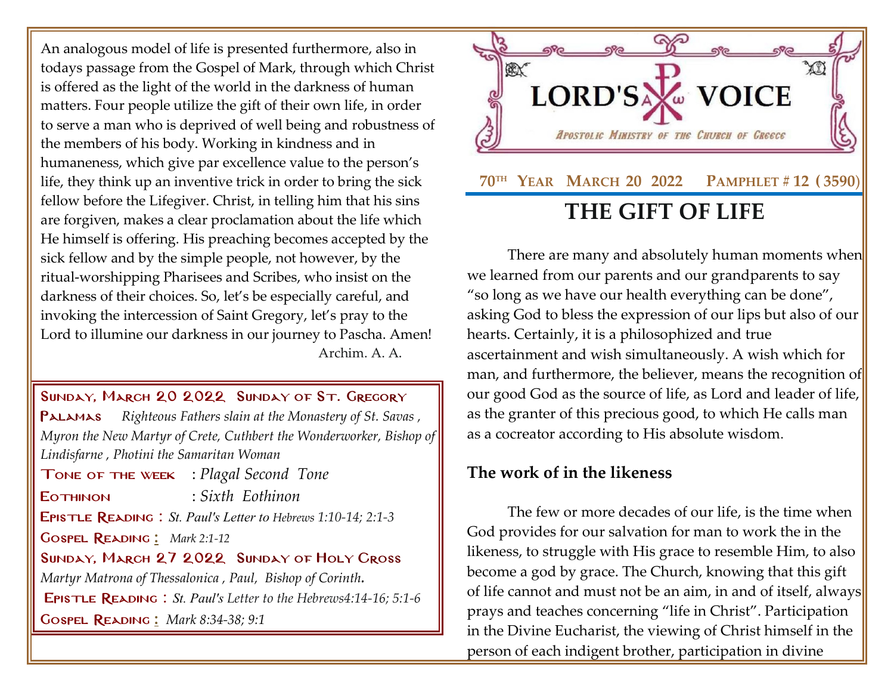An analogous model of life is presented furthermore, also in todays passage from the Gospel of Mark, through which Christ is offered as the light of the world in the darkness of human matters. Four people utilize the gift of their own life, in order to serve a man who is deprived of well being and robustness of the members of his body. Working in kindness and in humaneness, which give par excellence value to the person's life, they think up an inventive trick in order to bring the sick fellow before the Lifegiver. Christ, in telling him that his sins are forgiven, makes a clear proclamation about the life which He himself is offering. His preaching becomes accepted by the sick fellow and by the simple people, not however, by the ritual-worshipping Pharisees and Scribes, who insist on the darkness of their choices. So, let's be especially careful, and invoking the intercession of Saint Gregory, let's pray to the Lord to illumine our darkness in our journey to Pascha. Amen!

Archim. A. A.

**Sunday, March 20 2022 Sunday of St. Gregory Palamas** *Righteous Fathers slain at the Monastery of St. Savas, Myron the New Martyr of Crete, Cuthbert the Wonderworker, Bishop of Lindisfarne, Photini the Samaritan Woman*

**Tone of the week** : *Plagal Second Tone*

**Eothinon** : *Sixth Eothinon*

**Epistle Reading :** *St. Paul's Letter to Hebrews 1:10-14; 2:1-3*

**Gospel Reading :** *Mark 2:1-12*

**Sunday, March 27 2022 Sunday of Holy Cross**

*Martyr Matrona of Thessalonica, Paul, Bishop of Corinth.*

**Epistle Reading :** *St. Paul's Letter to the Hebrews4:14-16; 5:1-6*

**Gospel Reading :** *Mark 8:34-38; 9:1*

# LORD'S VOICE

*Apostolic Ministry of the Church of Greece*

**70TH Year March 20 2022 Pamphlet # 12 (3590)**

## THE GIFT OF LIFE

There are many and absolutely human moments when we learned from our parents and our grandparents to say "so long as we have our health everything can be done", asking God to bless the expression of our lips but also of our hearts. Certainly, it is a philosophized and true ascertainment and wish simultaneously. A wish which for man, and furthermore, the believer, means the recognition of our good God as the source of life, as Lord and leader of life, as the granter of this precious good, to which He calls man as a cocreator according to His absolute wisdom.

### The work of in the likeness

The few or more decades of our life, is the time when God provides for our salvation for man to work the in the likeness, to struggle with His grace to resemble Him, to also become a god by grace. The Church, knowing that this gift of life cannot and must not be an aim, in and of itself, always prays and teaches concerning "life in Christ". Participation in the Divine Eucharist, the viewing of Christ himself in the person of each indigent brother, participation in divine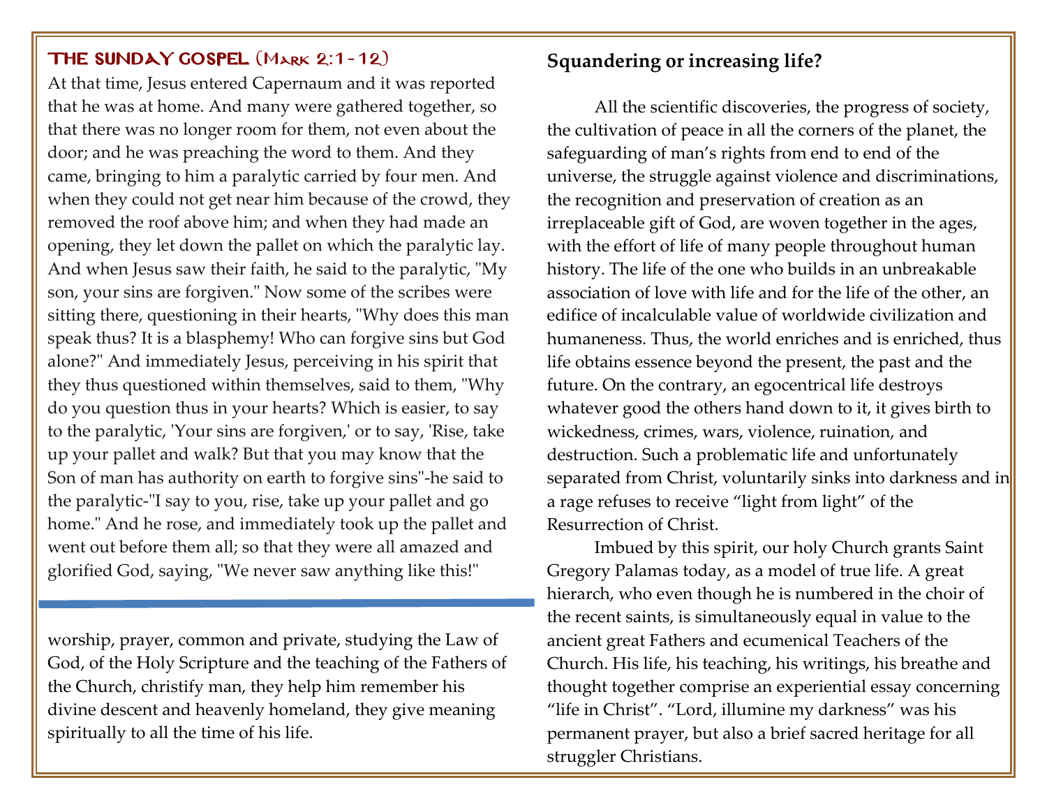## THE SUNDAY GOSPEL (Mark 2:1-12)

At that time, Jesus entered Capernaum and it was reported that he was at home. And many were gathered together, so that there was no longer room for them, not even about the door; and he was preaching the word to them. And they came, bringing to him a paralytic carried by four men. And when they could not get near him because of the crowd, they removed the roof above him; and when they had made an opening, they let down the pallet on which the paralytic lay. And when Jesus saw their faith, he said to the paralytic, "My son, your sins are forgiven." Now some of the scribes were sitting there, questioning in their hearts, "Why does this man speak thus? It is a blasphemy! Who can forgive sins but God alone?" And immediately Jesus, perceiving in his spirit that they thus questioned within themselves, said to them, "Why do you question thus in your hearts? Which is easier, to say to the paralytic, 'Your sins are forgiven,' or to say, 'Rise, take up your pallet and walk? But that you may know that the Son of man has authority on earth to forgive sins"-he said to the paralytic-"I say to you, rise, take up your pallet and go home." And he rose, and immediately took up the pallet and went out before them all; so that they were all amazed and glorified God, saying, "We never saw anything like this!"

---

worship, prayer, common and private, studying the Law of God, of the Holy Scripture and the teaching of the Fathers of the Church, christify man, they help him remember his divine descent and heavenly homeland, they give meaning spiritually to all the time of his life.

## Squandering or increasing life?

All the scientific discoveries, the progress of society, the cultivation of peace in all the corners of the planet, the safeguarding of man's rights from end to end of the universe, the struggle against violence and discriminations, the recognition and preservation of creation as an irreplaceable gift of God, are woven together in the ages, with the effort of life of many people throughout human history. The life of the one who builds in an unbreakable association of love with life and for the life of the other, an edifice of incalculable value of worldwide civilization and humaneness. Thus, the world enriches and is enriched, thus life obtains essence beyond the present, the past and the future. On the contrary, an egocentrical life destroys whatever good the others hand down to it, it gives birth to wickedness, crimes, wars, violence, ruination, and destruction. Such a problematic life and unfortunately separated from Christ, voluntarily sinks into darkness and in a rage refuses to receive "light from light" of the Resurrection of Christ.

Imbued by this spirit, our holy Church grants Saint Gregory Palamas today, as a model of true life. A great hierarch, who even though he is numbered in the choir of the recent saints, is simultaneously equal in value to the ancient great Fathers and ecumenical Teachers of the Church. His life, his teaching, his writings, his breathe and thought together comprise an experiential essay concerning "life in Christ". "Lord, illumine my darkness" was his permanent prayer, but also a brief sacred heritage for all struggler Christians.